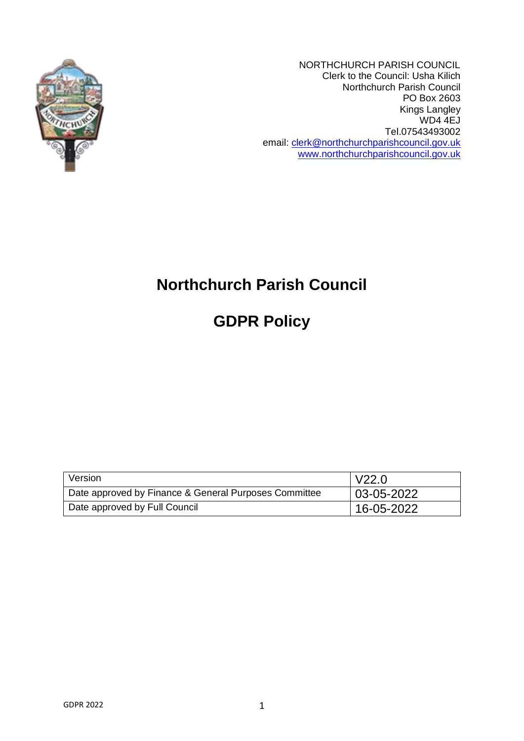NORTHCHURCH PARISH COUNCIL
Clerk to the Council: Usha Kilich
Northchurch Parish Council
PO Box 2603
Kings Langley
WD4 4EJ
Tel.07543493002
email: clerk@northchurchparishcouncil.gov.uk
www.northchurchparishcouncil.gov.uk

# Northchurch Parish Council

# GDPR Policy

| Version | V22.0 |
| --- | --- |
| Date approved by Finance & General Purposes Committee | 03-05-2022 |
| Date approved by Full Council | 16-05-2022 |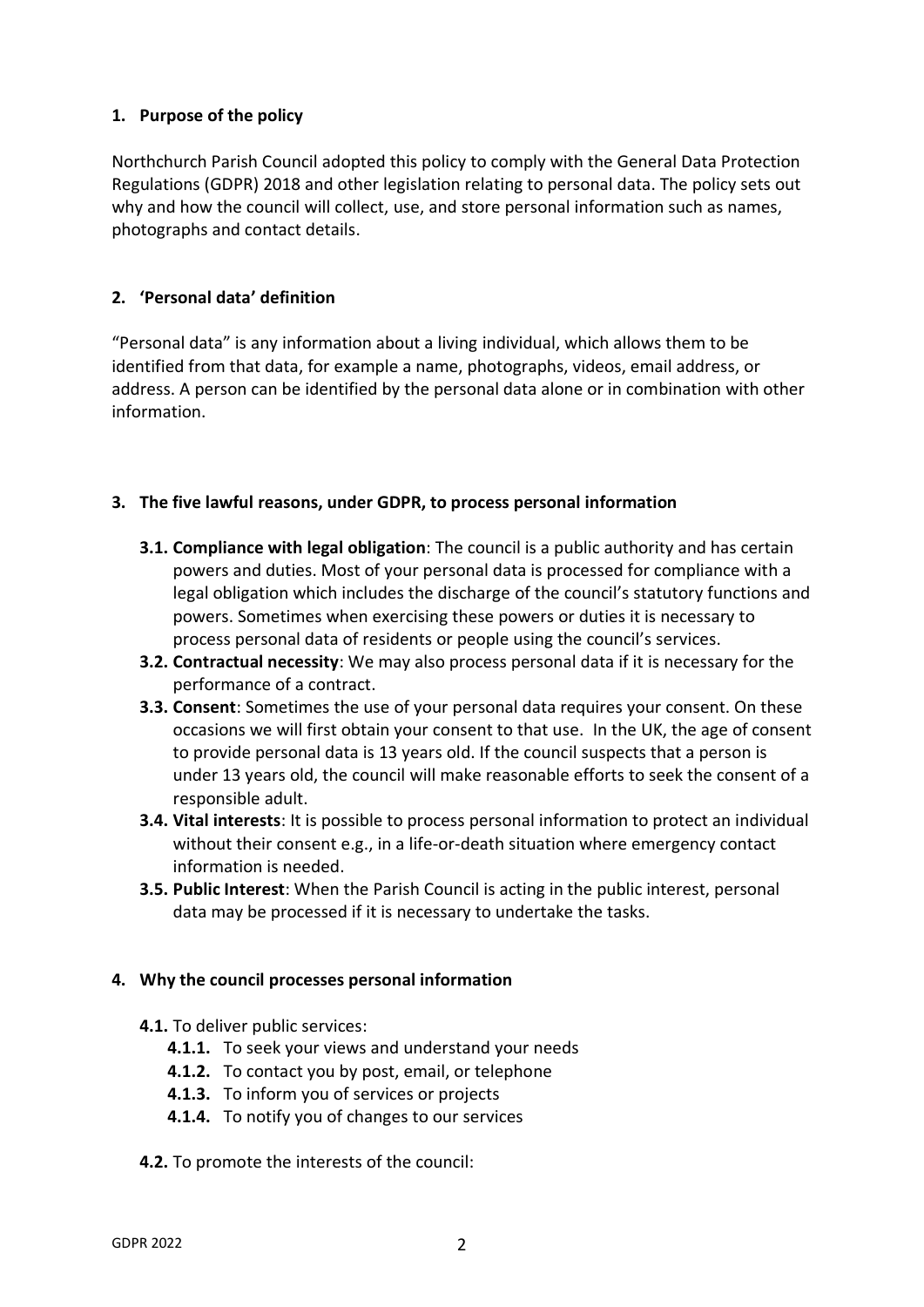## 1. Purpose of the policy

Northchurch Parish Council adopted this policy to comply with the General Data Protection Regulations (GDPR) 2018 and other legislation relating to personal data. The policy sets out why and how the council will collect, use, and store personal information such as names, photographs and contact details.

## 2. 'Personal data' definition

"Personal data" is any information about a living individual, which allows them to be identified from that data, for example a name, photographs, videos, email address, or address. A person can be identified by the personal data alone or in combination with other information.

## 3. The five lawful reasons, under GDPR, to process personal information

- **3.1. Compliance with legal obligation**: The council is a public authority and has certain powers and duties. Most of your personal data is processed for compliance with a legal obligation which includes the discharge of the council's statutory functions and powers. Sometimes when exercising these powers or duties it is necessary to process personal data of residents or people using the council's services.
- **3.2. Contractual necessity**: We may also process personal data if it is necessary for the performance of a contract.
- **3.3. Consent**: Sometimes the use of your personal data requires your consent. On these occasions we will first obtain your consent to that use. In the UK, the age of consent to provide personal data is 13 years old. If the council suspects that a person is under 13 years old, the council will make reasonable efforts to seek the consent of a responsible adult.
- **3.4. Vital interests**: It is possible to process personal information to protect an individual without their consent e.g., in a life-or-death situation where emergency contact information is needed.
- **3.5. Public Interest**: When the Parish Council is acting in the public interest, personal data may be processed if it is necessary to undertake the tasks.

## 4. Why the council processes personal information

- **4.1.** To deliver public services:
  - **4.1.1.** To seek your views and understand your needs
  - **4.1.2.** To contact you by post, email, or telephone
  - **4.1.3.** To inform you of services or projects
  - **4.1.4.** To notify you of changes to our services
- **4.2.** To promote the interests of the council: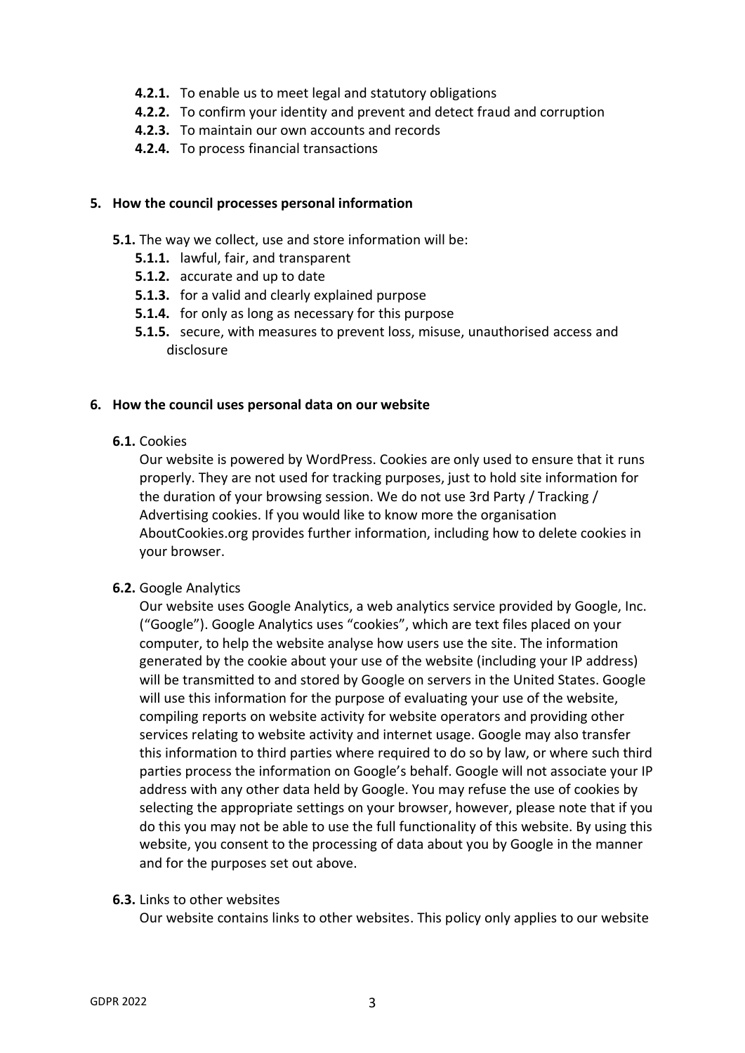- **4.2.1.** To enable us to meet legal and statutory obligations
- **4.2.2.** To confirm your identity and prevent and detect fraud and corruption
- **4.2.3.** To maintain our own accounts and records
- **4.2.4.** To process financial transactions

## 5. How the council processes personal information

**5.1.** The way we collect, use and store information will be:

- **5.1.1.** lawful, fair, and transparent
- **5.1.2.** accurate and up to date
- **5.1.3.** for a valid and clearly explained purpose
- **5.1.4.** for only as long as necessary for this purpose
- **5.1.5.** secure, with measures to prevent loss, misuse, unauthorised access and disclosure

## 6. How the council uses personal data on our website

**6.1.** Cookies

Our website is powered by WordPress. Cookies are only used to ensure that it runs properly. They are not used for tracking purposes, just to hold site information for the duration of your browsing session. We do not use 3rd Party / Tracking / Advertising cookies. If you would like to know more the organisation AboutCookies.org provides further information, including how to delete cookies in your browser.

**6.2.** Google Analytics

Our website uses Google Analytics, a web analytics service provided by Google, Inc. ("Google"). Google Analytics uses "cookies", which are text files placed on your computer, to help the website analyse how users use the site. The information generated by the cookie about your use of the website (including your IP address) will be transmitted to and stored by Google on servers in the United States. Google will use this information for the purpose of evaluating your use of the website, compiling reports on website activity for website operators and providing other services relating to website activity and internet usage. Google may also transfer this information to third parties where required to do so by law, or where such third parties process the information on Google's behalf. Google will not associate your IP address with any other data held by Google. You may refuse the use of cookies by selecting the appropriate settings on your browser, however, please note that if you do this you may not be able to use the full functionality of this website. By using this website, you consent to the processing of data about you by Google in the manner and for the purposes set out above.

**6.3.** Links to other websites

Our website contains links to other websites. This policy only applies to our website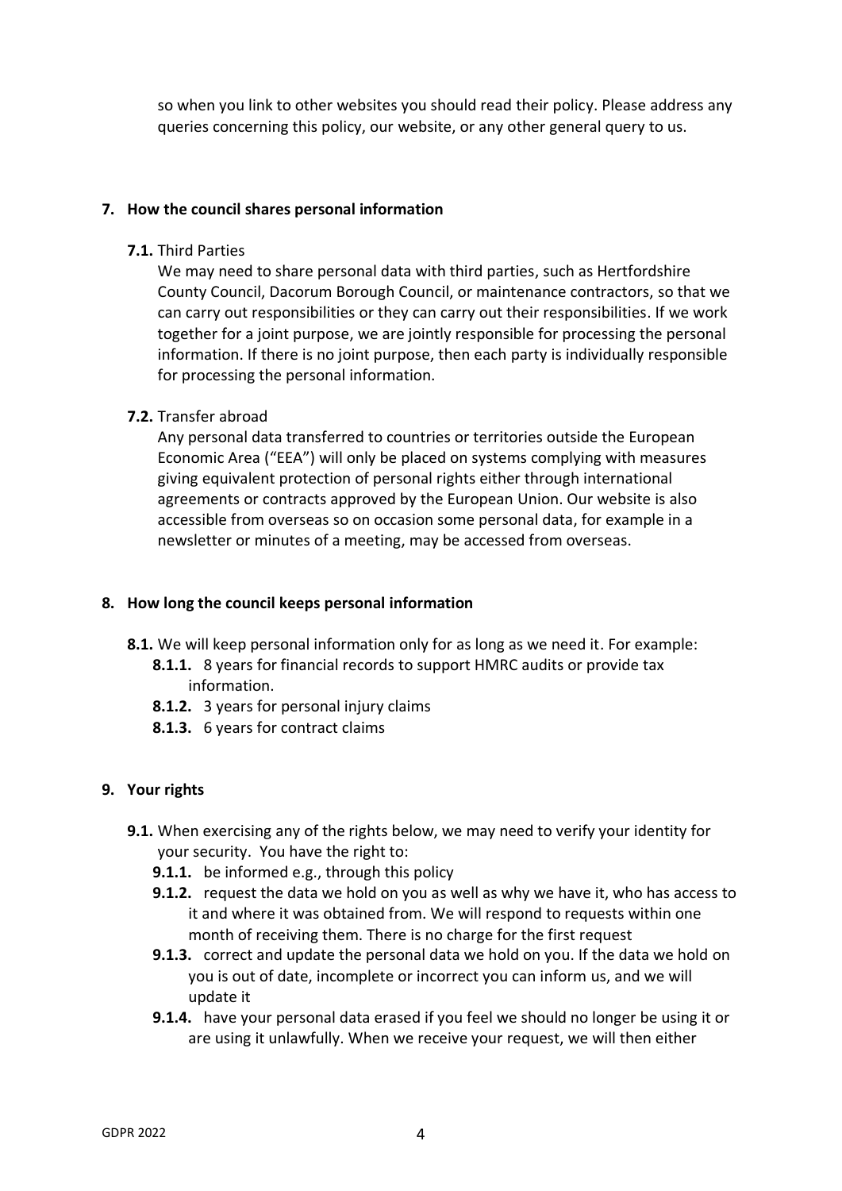so when you link to other websites you should read their policy. Please address any queries concerning this policy, our website, or any other general query to us.

## 7. How the council shares personal information

**7.1.** Third Parties

We may need to share personal data with third parties, such as Hertfordshire County Council, Dacorum Borough Council, or maintenance contractors, so that we can carry out responsibilities or they can carry out their responsibilities. If we work together for a joint purpose, we are jointly responsible for processing the personal information. If there is no joint purpose, then each party is individually responsible for processing the personal information.

**7.2.** Transfer abroad

Any personal data transferred to countries or territories outside the European Economic Area ("EEA") will only be placed on systems complying with measures giving equivalent protection of personal rights either through international agreements or contracts approved by the European Union. Our website is also accessible from overseas so on occasion some personal data, for example in a newsletter or minutes of a meeting, may be accessed from overseas.

## 8. How long the council keeps personal information

**8.1.** We will keep personal information only for as long as we need it. For example:

- **8.1.1.** 8 years for financial records to support HMRC audits or provide tax information.
- **8.1.2.** 3 years for personal injury claims
- **8.1.3.** 6 years for contract claims

## 9. Your rights

**9.1.** When exercising any of the rights below, we may need to verify your identity for your security. You have the right to:

- **9.1.1.** be informed e.g., through this policy
- **9.1.2.** request the data we hold on you as well as why we have it, who has access to it and where it was obtained from. We will respond to requests within one month of receiving them. There is no charge for the first request
- **9.1.3.** correct and update the personal data we hold on you. If the data we hold on you is out of date, incomplete or incorrect you can inform us, and we will update it
- **9.1.4.** have your personal data erased if you feel we should no longer be using it or are using it unlawfully. When we receive your request, we will then either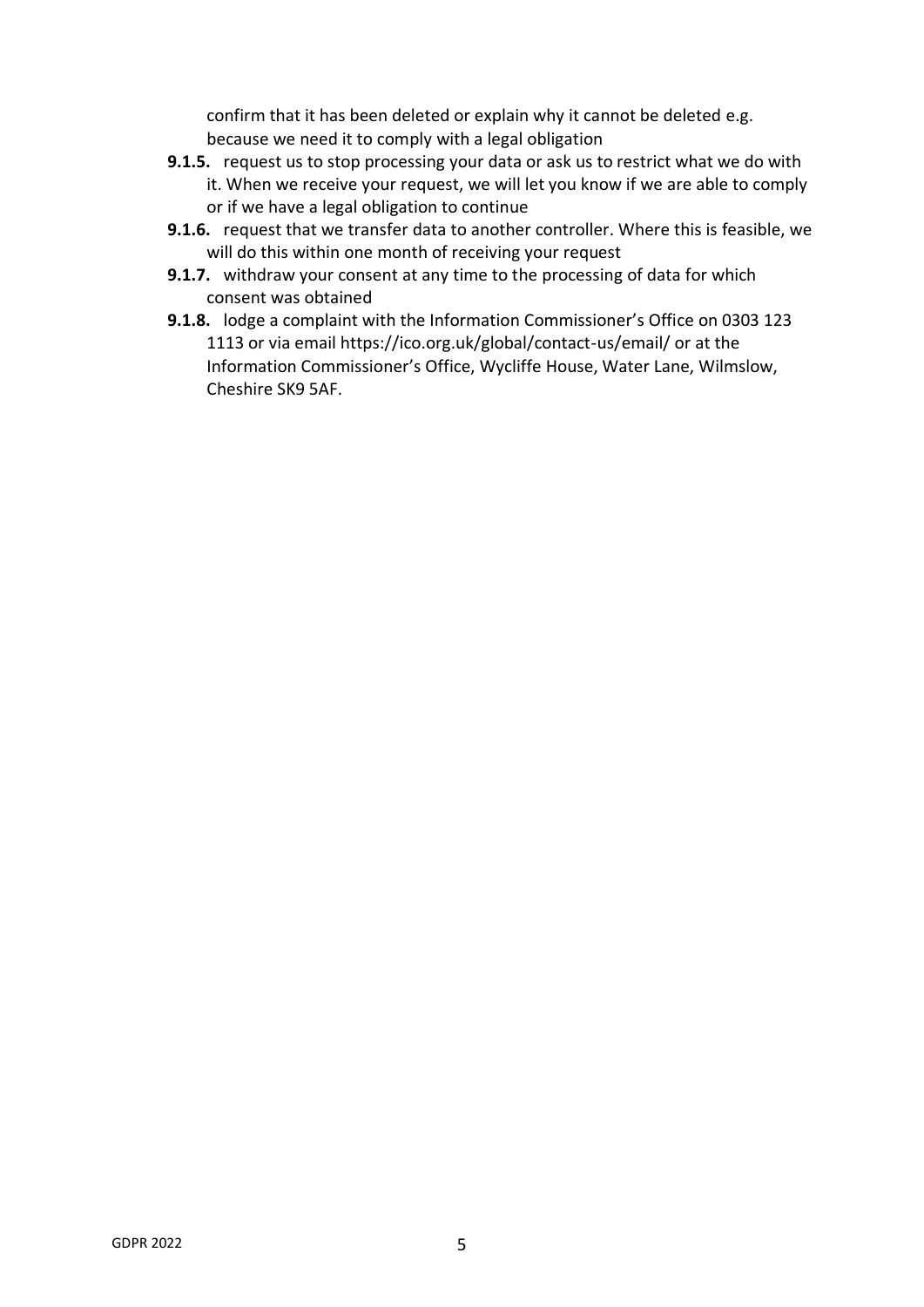confirm that it has been deleted or explain why it cannot be deleted e.g. because we need it to comply with a legal obligation

**9.1.5.** request us to stop processing your data or ask us to restrict what we do with it. When we receive your request, we will let you know if we are able to comply or if we have a legal obligation to continue

**9.1.6.** request that we transfer data to another controller. Where this is feasible, we will do this within one month of receiving your request

**9.1.7.** withdraw your consent at any time to the processing of data for which consent was obtained

**9.1.8.** lodge a complaint with the Information Commissioner's Office on 0303 123 1113 or via email https://ico.org.uk/global/contact-us/email/ or at the Information Commissioner's Office, Wycliffe House, Water Lane, Wilmslow, Cheshire SK9 5AF.